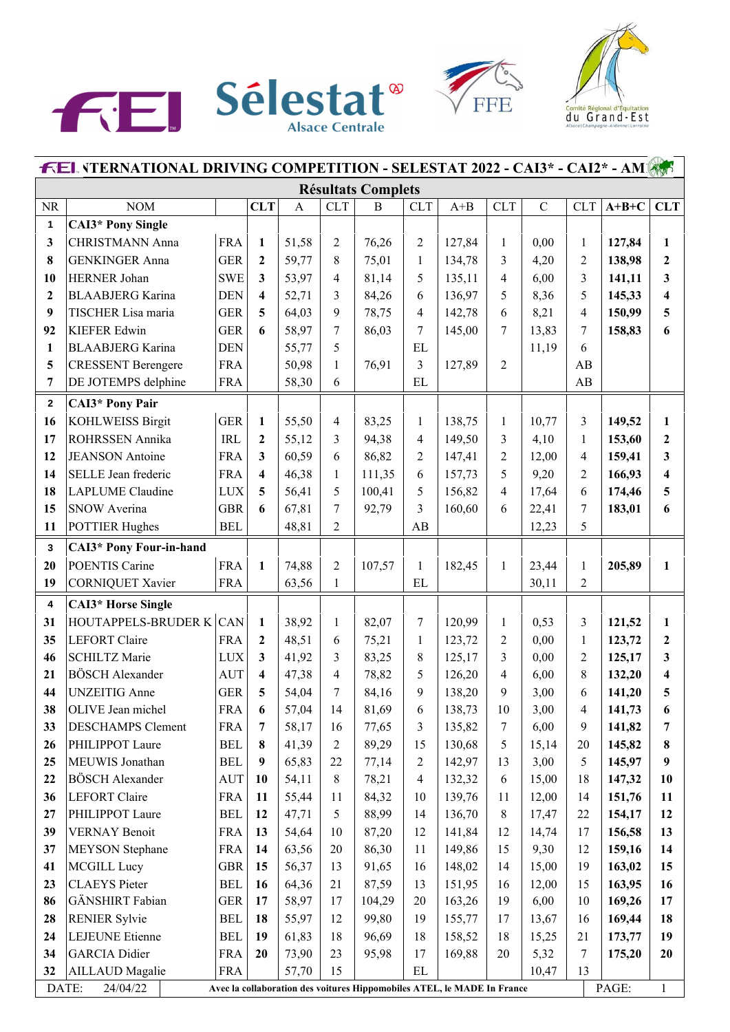# FEI INTERNATIONAL DRIVING COMPETITION - SELESTAT 2022 - CAI3* - CAI2* - AM

## Résultats Complets

| NR | NOM | | CLT | A | CLT | B | CLT | A+B | CLT | C | CLT | A+B+C | CLT |
|---|---|---|---|---|---|---|---|---|---|---|---|---|---|
| 1 | **CAI3* Pony Single** | | | | | | | | | | | | |
| 3 | CHRISTMANN Anna | FRA | 1 | 51,58 | 2 | 76,26 | 2 | 127,84 | 1 | 0,00 | 1 | 127,84 | 1 |
| 8 | GENKINGER Anna | GER | 2 | 59,77 | 8 | 75,01 | 1 | 134,78 | 3 | 4,20 | 2 | 138,98 | 2 |
| 10 | HERNER Johan | SWE | 3 | 53,97 | 4 | 81,14 | 5 | 135,11 | 4 | 6,00 | 3 | 141,11 | 3 |
| 2 | BLAABJERG Karina | DEN | 4 | 52,71 | 3 | 84,26 | 6 | 136,97 | 5 | 8,36 | 5 | 145,33 | 4 |
| 9 | TISCHER Lisa maria | GER | 5 | 64,03 | 9 | 78,75 | 4 | 142,78 | 6 | 8,21 | 4 | 150,99 | 5 |
| 92 | KIEFER Edwin | GER | 6 | 58,97 | 7 | 86,03 | 7 | 145,00 | 7 | 13,83 | 7 | 158,83 | 6 |
| 1 | BLAABJERG Karina | DEN | | 55,77 | 5 | | EL | | | 11,19 | 6 | | |
| 5 | CRESSENT Berengere | FRA | | 50,98 | 1 | 76,91 | 3 | 127,89 | 2 | | AB | | |
| 7 | DE JOTEMPS delphine | FRA | | 58,30 | 6 | | EL | | | | AB | | |
| 2 | **CAI3* Pony Pair** | | | | | | | | | | | | |
| 16 | KOHLWEISS Birgit | GER | 1 | 55,50 | 4 | 83,25 | 1 | 138,75 | 1 | 10,77 | 3 | 149,52 | 1 |
| 17 | ROHRSSEN Annika | IRL | 2 | 55,12 | 3 | 94,38 | 4 | 149,50 | 3 | 4,10 | 1 | 153,60 | 2 |
| 12 | JEANSON Antoine | FRA | 3 | 60,59 | 6 | 86,82 | 2 | 147,41 | 2 | 12,00 | 4 | 159,41 | 3 |
| 14 | SELLE Jean frederic | FRA | 4 | 46,38 | 1 | 111,35 | 6 | 157,73 | 5 | 9,20 | 2 | 166,93 | 4 |
| 18 | LAPLUME Claudine | LUX | 5 | 56,41 | 5 | 100,41 | 5 | 156,82 | 4 | 17,64 | 6 | 174,46 | 5 |
| 15 | SNOW Averina | GBR | 6 | 67,81 | 7 | 92,79 | 3 | 160,60 | 6 | 22,41 | 7 | 183,01 | 6 |
| 11 | POTTIER Hughes | BEL | | 48,81 | 2 | | AB | | | 12,23 | 5 | | |
| 3 | **CAI3* Pony Four-in-hand** | | | | | | | | | | | | |
| 20 | POENTIS Carine | FRA | 1 | 74,88 | 2 | 107,57 | 1 | 182,45 | 1 | 23,44 | 1 | 205,89 | 1 |
| 19 | CORNIQUET Xavier | FRA | | 63,56 | 1 | | EL | | | 30,11 | 2 | | |
| 4 | **CAI3* Horse Single** | | | | | | | | | | | | |
| 31 | HOUTAPPELS-BRUDER K | CAN | 1 | 38,92 | 1 | 82,07 | 7 | 120,99 | 1 | 0,53 | 3 | 121,52 | 1 |
| 35 | LEFORT Claire | FRA | 2 | 48,51 | 6 | 75,21 | 1 | 123,72 | 2 | 0,00 | 1 | 123,72 | 2 |
| 46 | SCHILTZ Marie | LUX | 3 | 41,92 | 3 | 83,25 | 8 | 125,17 | 3 | 0,00 | 2 | 125,17 | 3 |
| 21 | BÖSCH Alexander | AUT | 4 | 47,38 | 4 | 78,82 | 5 | 126,20 | 4 | 6,00 | 8 | 132,20 | 4 |
| 44 | UNZEITIG Anne | GER | 5 | 54,04 | 7 | 84,16 | 9 | 138,20 | 9 | 3,00 | 6 | 141,20 | 5 |
| 38 | OLIVE Jean michel | FRA | 6 | 57,04 | 14 | 81,69 | 6 | 138,73 | 10 | 3,00 | 4 | 141,73 | 6 |
| 33 | DESCHAMPS Clement | FRA | 7 | 58,17 | 16 | 77,65 | 3 | 135,82 | 7 | 6,00 | 9 | 141,82 | 7 |
| 26 | PHILIPPOT Laure | BEL | 8 | 41,39 | 2 | 89,29 | 15 | 130,68 | 5 | 15,14 | 20 | 145,82 | 8 |
| 25 | MEUWIS Jonathan | BEL | 9 | 65,83 | 22 | 77,14 | 2 | 142,97 | 13 | 3,00 | 5 | 145,97 | 9 |
| 22 | BÖSCH Alexander | AUT | 10 | 54,11 | 8 | 78,21 | 4 | 132,32 | 6 | 15,00 | 18 | 147,32 | 10 |
| 36 | LEFORT Claire | FRA | 11 | 55,44 | 11 | 84,32 | 10 | 139,76 | 11 | 12,00 | 14 | 151,76 | 11 |
| 27 | PHILIPPOT Laure | BEL | 12 | 47,71 | 5 | 88,99 | 14 | 136,70 | 8 | 17,47 | 22 | 154,17 | 12 |
| 39 | VERNAY Benoit | FRA | 13 | 54,64 | 10 | 87,20 | 12 | 141,84 | 12 | 14,74 | 17 | 156,58 | 13 |
| 37 | MEYSON Stephane | FRA | 14 | 63,56 | 20 | 86,30 | 11 | 149,86 | 15 | 9,30 | 12 | 159,16 | 14 |
| 41 | MCGILL Lucy | GBR | 15 | 56,37 | 13 | 91,65 | 16 | 148,02 | 14 | 15,00 | 19 | 163,02 | 15 |
| 23 | CLAEYS Pieter | BEL | 16 | 64,36 | 21 | 87,59 | 13 | 151,95 | 16 | 12,00 | 15 | 163,95 | 16 |
| 86 | GÄNSHIRT Fabian | GER | 17 | 58,97 | 17 | 104,29 | 20 | 163,26 | 19 | 6,00 | 10 | 169,26 | 17 |
| 28 | RENIER Sylvie | BEL | 18 | 55,97 | 12 | 99,80 | 19 | 155,77 | 17 | 13,67 | 16 | 169,44 | 18 |
| 24 | LEJEUNE Etienne | BEL | 19 | 61,83 | 18 | 96,69 | 18 | 158,52 | 18 | 15,25 | 21 | 173,77 | 19 |
| 34 | GARCIA Didier | FRA | 20 | 73,90 | 23 | 95,98 | 17 | 169,88 | 20 | 5,32 | 7 | 175,20 | 20 |
| 32 | AILLAUD Magalie | FRA | | 57,70 | 15 | | EL | | | 10,47 | 13 | | |

DATE: 24/04/22 — Avec la collaboration des voitures Hippomobiles ATEL, le MADE In France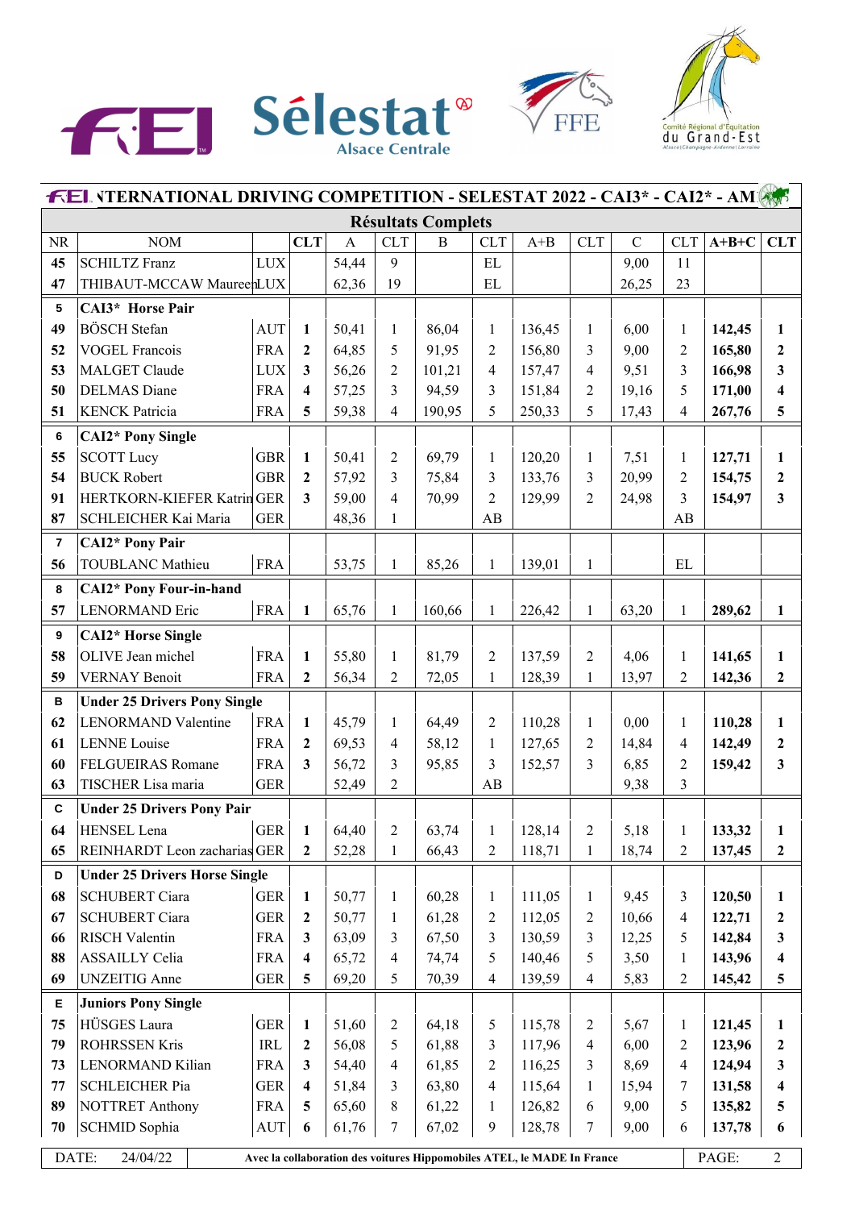# FEI INTERNATIONAL DRIVING COMPETITION - SELESTAT 2022 - CAI3* - CAI2* - AM

## Résultats Complets

| NR | NOM | | CLT | A | CLT | B | CLT | A+B | CLT | C | CLT | A+B+C | CLT |
|---|---|---|---|---|---|---|---|---|---|---|---|---|---|
| 45 | SCHILTZ Franz | LUX | | 54,44 | 9 | | EL | | | 9,00 | 11 | | |
| 47 | THIBAUT-MCCAW Maureen | LUX | | 62,36 | 19 | | EL | | | 26,25 | 23 | | |
| 5 | **CAI3* Horse Pair** | | | | | | | | | | | | |
| 49 | BÖSCH Stefan | AUT | **1** | 50,41 | 1 | 86,04 | 1 | 136,45 | 1 | 6,00 | 1 | **142,45** | **1** |
| 52 | VOGEL Francois | FRA | **2** | 64,85 | 5 | 91,95 | 2 | 156,80 | 3 | 9,00 | 2 | **165,80** | **2** |
| 53 | MALGET Claude | LUX | **3** | 56,26 | 2 | 101,21 | 4 | 157,47 | 4 | 9,51 | 3 | **166,98** | **3** |
| 50 | DELMAS Diane | FRA | **4** | 57,25 | 3 | 94,59 | 3 | 151,84 | 2 | 19,16 | 5 | **171,00** | **4** |
| 51 | KENCK Patricia | FRA | **5** | 59,38 | 4 | 190,95 | 5 | 250,33 | 5 | 17,43 | 4 | **267,76** | **5** |
| 6 | **CAI2* Pony Single** | | | | | | | | | | | | |
| 55 | SCOTT Lucy | GBR | **1** | 50,41 | 2 | 69,79 | 1 | 120,20 | 1 | 7,51 | 1 | **127,71** | **1** |
| 54 | BUCK Robert | GBR | **2** | 57,92 | 3 | 75,84 | 3 | 133,76 | 3 | 20,99 | 2 | **154,75** | **2** |
| 91 | HERTKORN-KIEFER Katrin | GER | **3** | 59,00 | 4 | 70,99 | 2 | 129,99 | 2 | 24,98 | 3 | **154,97** | **3** |
| 87 | SCHLEICHER Kai Maria | GER | | 48,36 | 1 | | AB | | | | AB | | |
| 7 | **CAI2* Pony Pair** | | | | | | | | | | | | |
| 56 | TOUBLANC Mathieu | FRA | | 53,75 | 1 | 85,26 | 1 | 139,01 | 1 | | EL | | |
| 8 | **CAI2* Pony Four-in-hand** | | | | | | | | | | | | |
| 57 | LENORMAND Eric | FRA | **1** | 65,76 | 1 | 160,66 | 1 | 226,42 | 1 | 63,20 | 1 | **289,62** | **1** |
| 9 | **CAI2* Horse Single** | | | | | | | | | | | | |
| 58 | OLIVE Jean michel | FRA | **1** | 55,80 | 1 | 81,79 | 2 | 137,59 | 2 | 4,06 | 1 | **141,65** | **1** |
| 59 | VERNAY Benoit | FRA | **2** | 56,34 | 2 | 72,05 | 1 | 128,39 | 1 | 13,97 | 2 | **142,36** | **2** |
| B | **Under 25 Drivers Pony Single** | | | | | | | | | | | | |
| 62 | LENORMAND Valentine | FRA | **1** | 45,79 | 1 | 64,49 | 2 | 110,28 | 1 | 0,00 | 1 | **110,28** | **1** |
| 61 | LENNE Louise | FRA | **2** | 69,53 | 4 | 58,12 | 1 | 127,65 | 2 | 14,84 | 4 | **142,49** | **2** |
| 60 | FELGUEIRAS Romane | FRA | **3** | 56,72 | 3 | 95,85 | 3 | 152,57 | 3 | 6,85 | 2 | **159,42** | **3** |
| 63 | TISCHER Lisa maria | GER | | 52,49 | 2 | | AB | | | 9,38 | 3 | | |
| C | **Under 25 Drivers Pony Pair** | | | | | | | | | | | | |
| 64 | HENSEL Lena | GER | **1** | 64,40 | 2 | 63,74 | 1 | 128,14 | 2 | 5,18 | 1 | **133,32** | **1** |
| 65 | REINHARDT Leon zacharias | GER | **2** | 52,28 | 1 | 66,43 | 2 | 118,71 | 1 | 18,74 | 2 | **137,45** | **2** |
| D | **Under 25 Drivers Horse Single** | | | | | | | | | | | | |
| 68 | SCHUBERT Ciara | GER | **1** | 50,77 | 1 | 60,28 | 1 | 111,05 | 1 | 9,45 | 3 | **120,50** | **1** |
| 67 | SCHUBERT Ciara | GER | **2** | 50,77 | 1 | 61,28 | 2 | 112,05 | 2 | 10,66 | 4 | **122,71** | **2** |
| 66 | RISCH Valentin | FRA | **3** | 63,09 | 3 | 67,50 | 3 | 130,59 | 3 | 12,25 | 5 | **142,84** | **3** |
| 88 | ASSAILLY Celia | FRA | **4** | 65,72 | 4 | 74,74 | 5 | 140,46 | 5 | 3,50 | 1 | **143,96** | **4** |
| 69 | UNZEITIG Anne | GER | **5** | 69,20 | 5 | 70,39 | 4 | 139,59 | 4 | 5,83 | 2 | **145,42** | **5** |
| E | **Juniors Pony Single** | | | | | | | | | | | | |
| 75 | HÜSGES Laura | GER | **1** | 51,60 | 2 | 64,18 | 5 | 115,78 | 2 | 5,67 | 1 | **121,45** | **1** |
| 79 | ROHRSSEN Kris | IRL | **2** | 56,08 | 5 | 61,88 | 3 | 117,96 | 4 | 6,00 | 2 | **123,96** | **2** |
| 73 | LENORMAND Kilian | FRA | **3** | 54,40 | 4 | 61,85 | 2 | 116,25 | 3 | 8,69 | 4 | **124,94** | **3** |
| 77 | SCHLEICHER Pia | GER | **4** | 51,84 | 3 | 63,80 | 4 | 115,64 | 1 | 15,94 | 7 | **131,58** | **4** |
| 89 | NOTTRET Anthony | FRA | **5** | 65,60 | 8 | 61,22 | 1 | 126,82 | 6 | 9,00 | 5 | **135,82** | **5** |
| 70 | SCHMID Sophia | AUT | **6** | 61,76 | 7 | 67,02 | 9 | 128,78 | 7 | 9,00 | 6 | **137,78** | **6** |

DATE: 24/04/22 — **Avec la collaboration des voitures Hippomobiles ATEL, le MADE In France**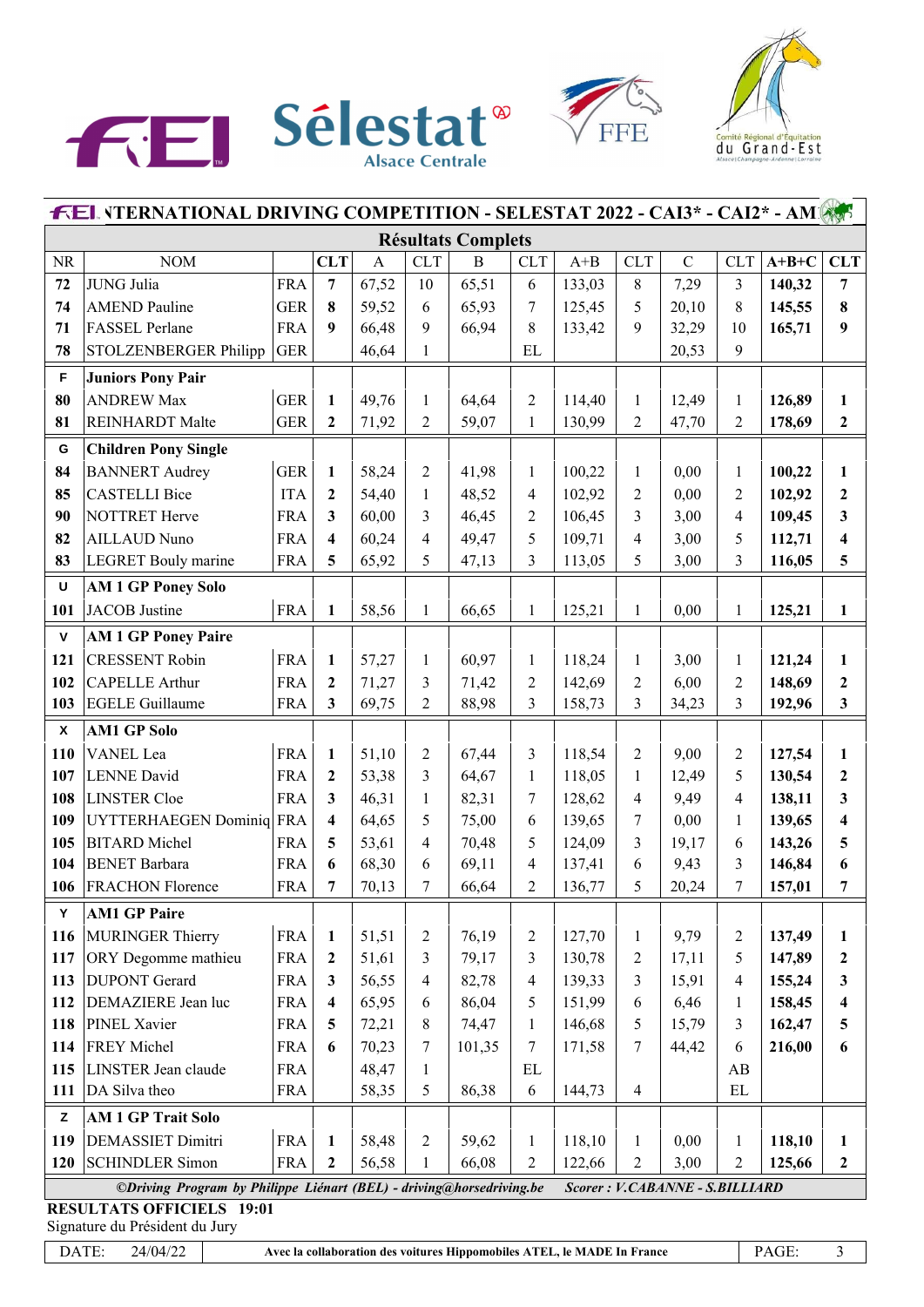# INTERNATIONAL DRIVING COMPETITION - SELESTAT 2022 - CAI3* - CAI2* - AM

## Résultats Complets

| NR | NOM | | CLT | A | CLT | B | CLT | A+B | CLT | C | CLT | A+B+C | CLT |
|---|---|---|---|---|---|---|---|---|---|---|---|---|---|
| 72 | JUNG Julia | FRA | **7** | 67,52 | 10 | 65,51 | 6 | 133,03 | 8 | 7,29 | 3 | **140,32** | **7** |
| 74 | AMEND Pauline | GER | **8** | 59,52 | 6 | 65,93 | 7 | 125,45 | 5 | 20,10 | 8 | **145,55** | **8** |
| 71 | FASSEL Perlane | FRA | **9** | 66,48 | 9 | 66,94 | 8 | 133,42 | 9 | 32,29 | 10 | **165,71** | **9** |
| 78 | STOLZENBERGER Philipp | GER | | 46,64 | 1 | | EL | | | 20,53 | 9 | | |
| F | **Juniors Pony Pair** | | | | | | | | | | | | |
| 80 | ANDREW Max | GER | **1** | 49,76 | 1 | 64,64 | 2 | 114,40 | 1 | 12,49 | 1 | **126,89** | **1** |
| 81 | REINHARDT Malte | GER | **2** | 71,92 | 2 | 59,07 | 1 | 130,99 | 2 | 47,70 | 2 | **178,69** | **2** |
| G | **Children Pony Single** | | | | | | | | | | | | |
| 84 | BANNERT Audrey | GER | **1** | 58,24 | 2 | 41,98 | 1 | 100,22 | 1 | 0,00 | 1 | **100,22** | **1** |
| 85 | CASTELLI Bice | ITA | **2** | 54,40 | 1 | 48,52 | 4 | 102,92 | 2 | 0,00 | 2 | **102,92** | **2** |
| 90 | NOTTRET Herve | FRA | **3** | 60,00 | 3 | 46,45 | 2 | 106,45 | 3 | 3,00 | 4 | **109,45** | **3** |
| 82 | AILLAUD Nuno | FRA | **4** | 60,24 | 4 | 49,47 | 5 | 109,71 | 4 | 3,00 | 5 | **112,71** | **4** |
| 83 | LEGRET Bouly marine | FRA | **5** | 65,92 | 5 | 47,13 | 3 | 113,05 | 5 | 3,00 | 3 | **116,05** | **5** |
| U | **AM 1 GP Poney Solo** | | | | | | | | | | | | |
| 101 | JACOB Justine | FRA | **1** | 58,56 | 1 | 66,65 | 1 | 125,21 | 1 | 0,00 | 1 | **125,21** | **1** |
| V | **AM 1 GP Poney Paire** | | | | | | | | | | | | |
| 121 | CRESSENT Robin | FRA | **1** | 57,27 | 1 | 60,97 | 1 | 118,24 | 1 | 3,00 | 1 | **121,24** | **1** |
| 102 | CAPELLE Arthur | FRA | **2** | 71,27 | 3 | 71,42 | 2 | 142,69 | 2 | 6,00 | 2 | **148,69** | **2** |
| 103 | EGELE Guillaume | FRA | **3** | 69,75 | 2 | 88,98 | 3 | 158,73 | 3 | 34,23 | 3 | **192,96** | **3** |
| X | **AM1 GP Solo** | | | | | | | | | | | | |
| 110 | VANEL Lea | FRA | **1** | 51,10 | 2 | 67,44 | 3 | 118,54 | 2 | 9,00 | 2 | **127,54** | **1** |
| 107 | LENNE David | FRA | **2** | 53,38 | 3 | 64,67 | 1 | 118,05 | 1 | 12,49 | 5 | **130,54** | **2** |
| 108 | LINSTER Cloe | FRA | **3** | 46,31 | 1 | 82,31 | 7 | 128,62 | 4 | 9,49 | 4 | **138,11** | **3** |
| 109 | UYTTERHAEGEN Dominiq | FRA | **4** | 64,65 | 5 | 75,00 | 6 | 139,65 | 7 | 0,00 | 1 | **139,65** | **4** |
| 105 | BITARD Michel | FRA | **5** | 53,61 | 4 | 70,48 | 5 | 124,09 | 3 | 19,17 | 6 | **143,26** | **5** |
| 104 | BENET Barbara | FRA | **6** | 68,30 | 6 | 69,11 | 4 | 137,41 | 6 | 9,43 | 3 | **146,84** | **6** |
| 106 | FRACHON Florence | FRA | **7** | 70,13 | 7 | 66,64 | 2 | 136,77 | 5 | 20,24 | 7 | **157,01** | **7** |
| Y | **AM1 GP Paire** | | | | | | | | | | | | |
| 116 | MURINGER Thierry | FRA | **1** | 51,51 | 2 | 76,19 | 2 | 127,70 | 1 | 9,79 | 2 | **137,49** | **1** |
| 117 | ORY Degomme mathieu | FRA | **2** | 51,61 | 3 | 79,17 | 3 | 130,78 | 2 | 17,11 | 5 | **147,89** | **2** |
| 113 | DUPONT Gerard | FRA | **3** | 56,55 | 4 | 82,78 | 4 | 139,33 | 3 | 15,91 | 4 | **155,24** | **3** |
| 112 | DEMAZIERE Jean luc | FRA | **4** | 65,95 | 6 | 86,04 | 5 | 151,99 | 6 | 6,46 | 1 | **158,45** | **4** |
| 118 | PINEL Xavier | FRA | **5** | 72,21 | 8 | 74,47 | 1 | 146,68 | 5 | 15,79 | 3 | **162,47** | **5** |
| 114 | FREY Michel | FRA | **6** | 70,23 | 7 | 101,35 | 7 | 171,58 | 7 | 44,42 | 6 | **216,00** | **6** |
| 115 | LINSTER Jean claude | FRA | | 48,47 | 1 | | EL | | | | AB | | |
| 111 | DA Silva theo | FRA | | 58,35 | 5 | 86,38 | 6 | 144,73 | 4 | | EL | | |
| Z | **AM 1 GP Trait Solo** | | | | | | | | | | | | |
| 119 | DEMASSIET Dimitri | FRA | **1** | 58,48 | 2 | 59,62 | 1 | 118,10 | 1 | 0,00 | 1 | **118,10** | **1** |
| 120 | SCHINDLER Simon | FRA | **2** | 56,58 | 1 | 66,08 | 2 | 122,66 | 2 | 3,00 | 2 | **125,66** | **2** |

***©Driving Program by Philippe Liénart (BEL) - driving@horsedriving.be Scorer : V.CABANNE - S.BILLIARD***

**RESULTATS OFFICIELS 19:01**

Signature du Président du Jury

| DATE: | 24/04/22 | **Avec la collaboration des voitures Hippomobiles ATEL, le MADE In France** | PAGE: | 3 |
|---|---|---|---|---|